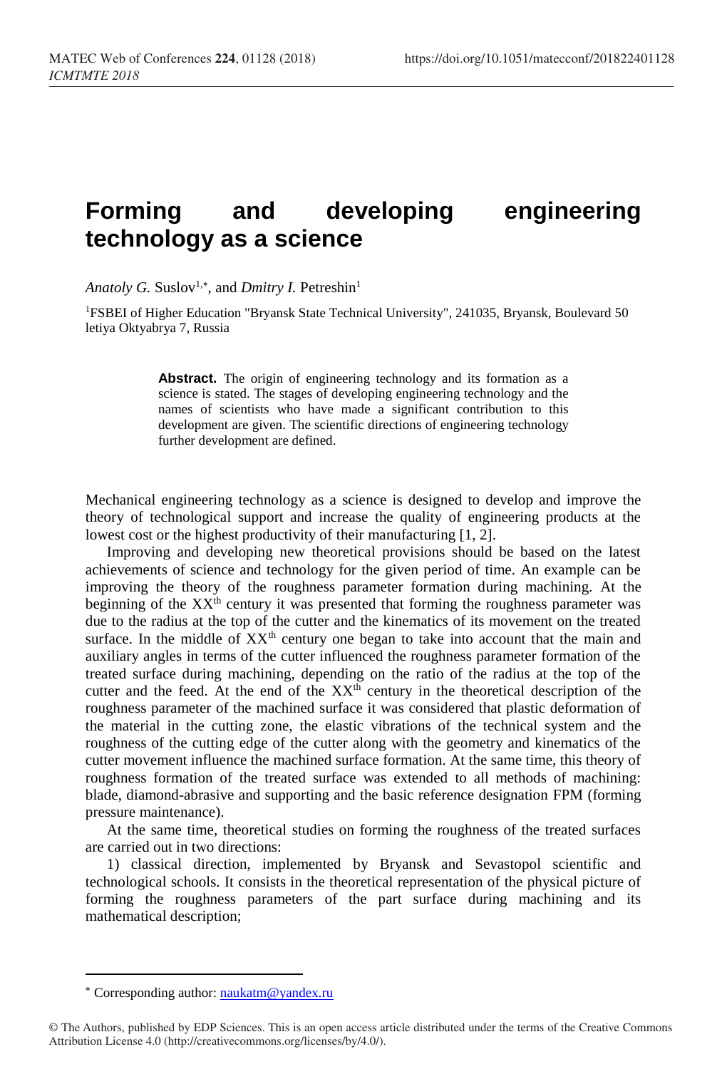# Forming and developing engineering technology as a science

*Anatoly G.* Suslov[1,*], and *Dmitry I.* Petreshin[1]

[1]FSBEI of Higher Education "Bryansk State Technical University", 241035, Bryansk, Boulevard 50 letiya Oktyabrya 7, Russia

**Abstract.** The origin of engineering technology and its formation as a science is stated. The stages of developing engineering technology and the names of scientists who have made a significant contribution to this development are given. The scientific directions of engineering technology further development are defined.

Mechanical engineering technology as a science is designed to develop and improve the theory of technological support and increase the quality of engineering products at the lowest cost or the highest productivity of their manufacturing [1, 2].

Improving and developing new theoretical provisions should be based on the latest achievements of science and technology for the given period of time. An example can be improving the theory of the roughness parameter formation during machining. At the beginning of the XX[th] century it was presented that forming the roughness parameter was due to the radius at the top of the cutter and the kinematics of its movement on the treated surface. In the middle of XX[th] century one began to take into account that the main and auxiliary angles in terms of the cutter influenced the roughness parameter formation of the treated surface during machining, depending on the ratio of the radius at the top of the cutter and the feed. At the end of the XX[th] century in the theoretical description of the roughness parameter of the machined surface it was considered that plastic deformation of the material in the cutting zone, the elastic vibrations of the technical system and the roughness of the cutting edge of the cutter along with the geometry and kinematics of the cutter movement influence the machined surface formation. At the same time, this theory of roughness formation of the treated surface was extended to all methods of machining: blade, diamond-abrasive and supporting and the basic reference designation FPM (forming pressure maintenance).

At the same time, theoretical studies on forming the roughness of the treated surfaces are carried out in two directions:

1) classical direction, implemented by Bryansk and Sevastopol scientific and technological schools. It consists in the theoretical representation of the physical picture of forming the roughness parameters of the part surface during machining and its mathematical description;

[*] Corresponding author: naukatm@yandex.ru

© The Authors, published by EDP Sciences. This is an open access article distributed under the terms of the Creative Commons Attribution License 4.0 (http://creativecommons.org/licenses/by/4.0/).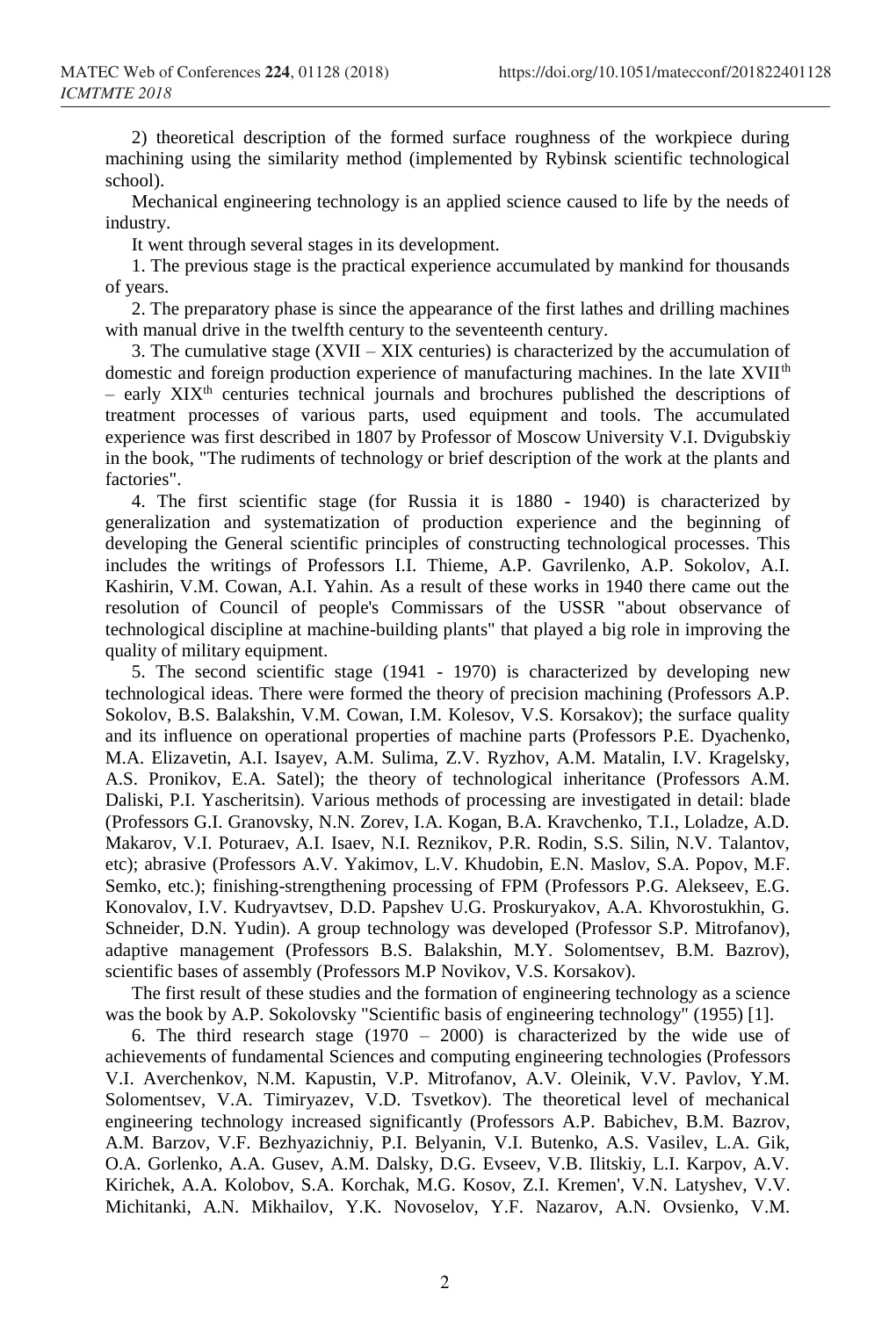2) theoretical description of the formed surface roughness of the workpiece during machining using the similarity method (implemented by Rybinsk scientific technological school).

Mechanical engineering technology is an applied science caused to life by the needs of industry.

It went through several stages in its development.

1. The previous stage is the practical experience accumulated by mankind for thousands of years.

2. The preparatory phase is since the appearance of the first lathes and drilling machines with manual drive in the twelfth century to the seventeenth century.

3. The cumulative stage (XVII – XIX centuries) is characterized by the accumulation of domestic and foreign production experience of manufacturing machines. In the late XVII$^{th}$ – early XIX$^{th}$ centuries technical journals and brochures published the descriptions of treatment processes of various parts, used equipment and tools. The accumulated experience was first described in 1807 by Professor of Moscow University V.I. Dvigubskiy in the book, "The rudiments of technology or brief description of the work at the plants and factories".

4. The first scientific stage (for Russia it is 1880 - 1940) is characterized by generalization and systematization of production experience and the beginning of developing the General scientific principles of constructing technological processes. This includes the writings of Professors I.I. Thieme, A.P. Gavrilenko, A.P. Sokolov, A.I. Kashirin, V.M. Cowan, A.I. Yahin. As a result of these works in 1940 there came out the resolution of Council of people's Commissars of the USSR "about observance of technological discipline at machine-building plants" that played a big role in improving the quality of military equipment.

5. The second scientific stage (1941 - 1970) is characterized by developing new technological ideas. There were formed the theory of precision machining (Professors A.P. Sokolov, B.S. Balakshin, V.M. Cowan, I.M. Kolesov, V.S. Korsakov); the surface quality and its influence on operational properties of machine parts (Professors P.E. Dyachenko, M.A. Elizavetin, A.I. Isayev, A.M. Sulima, Z.V. Ryzhov, A.M. Matalin, I.V. Kragelsky, A.S. Pronikov, E.A. Satel); the theory of technological inheritance (Professors A.M. Daliski, P.I. Yascheritsin). Various methods of processing are investigated in detail: blade (Professors G.I. Granovsky, N.N. Zorev, I.A. Kogan, B.A. Kravchenko, T.I., Loladze, A.D. Makarov, V.I. Poturaev, A.I. Isaev, N.I. Reznikov, P.R. Rodin, S.S. Silin, N.V. Talantov, etc); abrasive (Professors A.V. Yakimov, L.V. Khudobin, E.N. Maslov, S.A. Popov, M.F. Semko, etc.); finishing-strengthening processing of FPM (Professors P.G. Alekseev, E.G. Konovalov, I.V. Kudryavtsev, D.D. Papshev U.G. Proskuryakov, A.A. Khvorostukhin, G. Schneider, D.N. Yudin). A group technology was developed (Professor S.P. Mitrofanov), adaptive management (Professors B.S. Balakshin, M.Y. Solomentsev, B.M. Bazrov), scientific bases of assembly (Professors M.P Novikov, V.S. Korsakov).

The first result of these studies and the formation of engineering technology as a science was the book by A.P. Sokolovsky "Scientific basis of engineering technology" (1955) [1].

6. The third research stage (1970 – 2000) is characterized by the wide use of achievements of fundamental Sciences and computing engineering technologies (Professors V.I. Averchenkov, N.M. Kapustin, V.P. Mitrofanov, A.V. Oleinik, V.V. Pavlov, Y.M. Solomentsev, V.A. Timiryazev, V.D. Tsvetkov). The theoretical level of mechanical engineering technology increased significantly (Professors A.P. Babichev, B.M. Bazrov, A.M. Barzov, V.F. Bezhyazichniy, P.I. Belyanin, V.I. Butenko, A.S. Vasilev, L.A. Gik, O.A. Gorlenko, A.A. Gusev, A.M. Dalsky, D.G. Evseev, V.B. Ilitskiy, L.I. Karpov, A.V. Kirichek, A.A. Kolobov, S.A. Korchak, M.G. Kosov, Z.I. Kremen', V.N. Latyshev, V.V. Michitanki, A.N. Mikhailov, Y.K. Novoselov, Y.F. Nazarov, A.N. Ovsienko, V.M.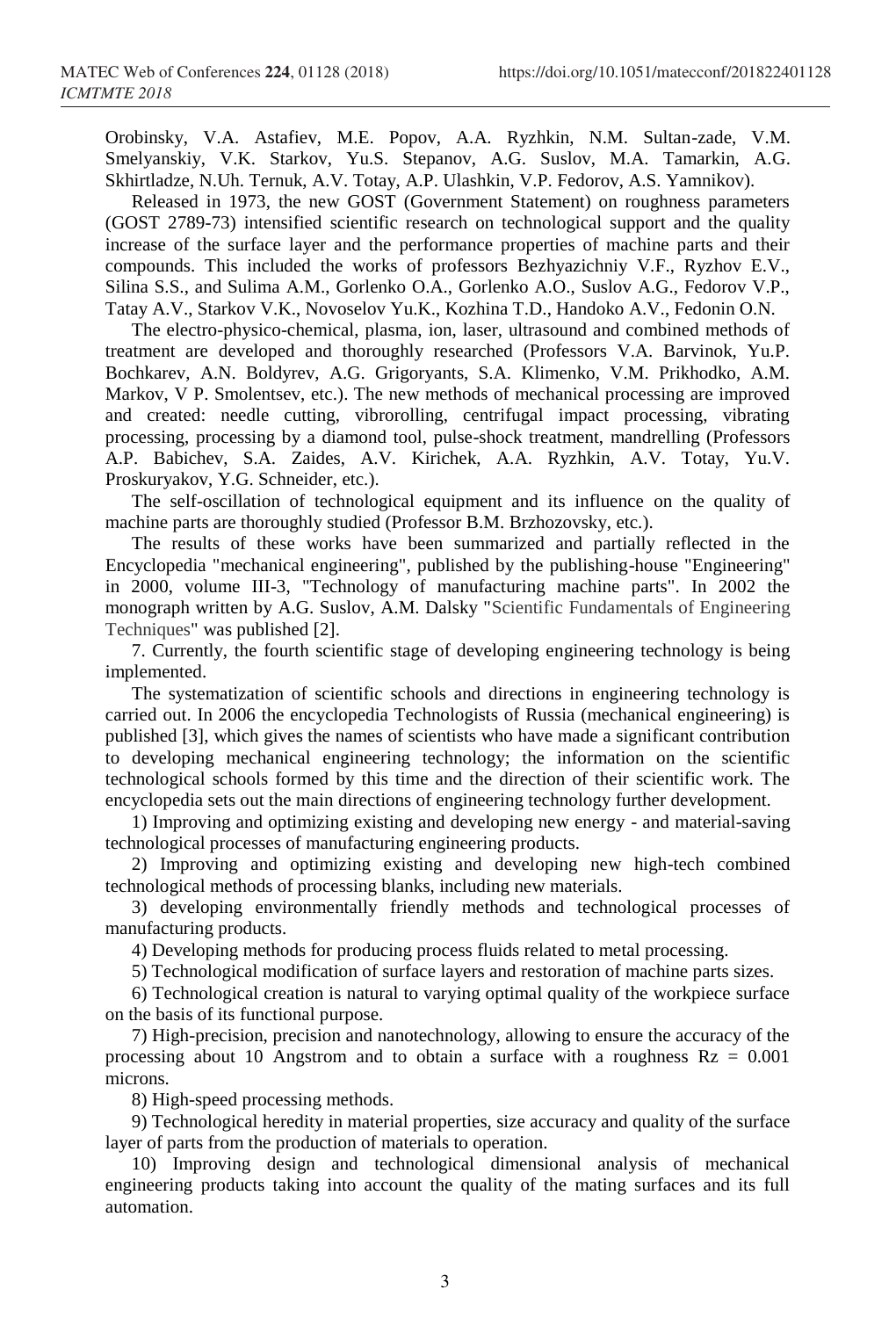Orobinsky, V.A. Astafiev, M.E. Popov, A.A. Ryzhkin, N.M. Sultan-zade, V.M. Smelyanskiy, V.K. Starkov, Yu.S. Stepanov, A.G. Suslov, M.A. Tamarkin, A.G. Skhirtladze, N.Uh. Ternuk, A.V. Totay, A.P. Ulashkin, V.P. Fedorov, A.S. Yamnikov).

Released in 1973, the new GOST (Government Statement) on roughness parameters (GOST 2789-73) intensified scientific research on technological support and the quality increase of the surface layer and the performance properties of machine parts and their compounds. This included the works of professors Bezhyazichniy V.F., Ryzhov E.V., Silina S.S., and Sulima A.M., Gorlenko O.A., Gorlenko A.O., Suslov A.G., Fedorov V.P., Tatay A.V., Starkov V.K., Novoselov Yu.K., Kozhina T.D., Handoko A.V., Fedonin O.N.

The electro-physico-chemical, plasma, ion, laser, ultrasound and combined methods of treatment are developed and thoroughly researched (Professors V.A. Barvinok, Yu.P. Bochkarev, A.N. Boldyrev, A.G. Grigoryants, S.A. Klimenko, V.M. Prikhodko, A.M. Markov, V P. Smolentsev, etc.). The new methods of mechanical processing are improved and created: needle cutting, vibrorolling, centrifugal impact processing, vibrating processing, processing by a diamond tool, pulse-shock treatment, mandrelling (Professors A.P. Babichev, S.A. Zaides, A.V. Kirichek, A.A. Ryzhkin, A.V. Totay, Yu.V. Proskuryakov, Y.G. Schneider, etc.).

The self-oscillation of technological equipment and its influence on the quality of machine parts are thoroughly studied (Professor B.M. Brzhozovsky, etc.).

The results of these works have been summarized and partially reflected in the Encyclopedia "mechanical engineering", published by the publishing-house "Engineering" in 2000, volume III-3, "Technology of manufacturing machine parts". In 2002 the monograph written by A.G. Suslov, A.M. Dalsky "Scientific Fundamentals of Engineering Techniques" was published [2].

7. Currently, the fourth scientific stage of developing engineering technology is being implemented.

The systematization of scientific schools and directions in engineering technology is carried out. In 2006 the encyclopedia Technologists of Russia (mechanical engineering) is published [3], which gives the names of scientists who have made a significant contribution to developing mechanical engineering technology; the information on the scientific technological schools formed by this time and the direction of their scientific work. The encyclopedia sets out the main directions of engineering technology further development.

1) Improving and optimizing existing and developing new energy - and material-saving technological processes of manufacturing engineering products.

2) Improving and optimizing existing and developing new high-tech combined technological methods of processing blanks, including new materials.

3) developing environmentally friendly methods and technological processes of manufacturing products.

4) Developing methods for producing process fluids related to metal processing.

5) Technological modification of surface layers and restoration of machine parts sizes.

6) Technological creation is natural to varying optimal quality of the workpiece surface on the basis of its functional purpose.

7) High-precision, precision and nanotechnology, allowing to ensure the accuracy of the processing about 10 Angstrom and to obtain a surface with a roughness $Rz = 0.001$ microns.

8) High-speed processing methods.

9) Technological heredity in material properties, size accuracy and quality of the surface layer of parts from the production of materials to operation.

10) Improving design and technological dimensional analysis of mechanical engineering products taking into account the quality of the mating surfaces and its full automation.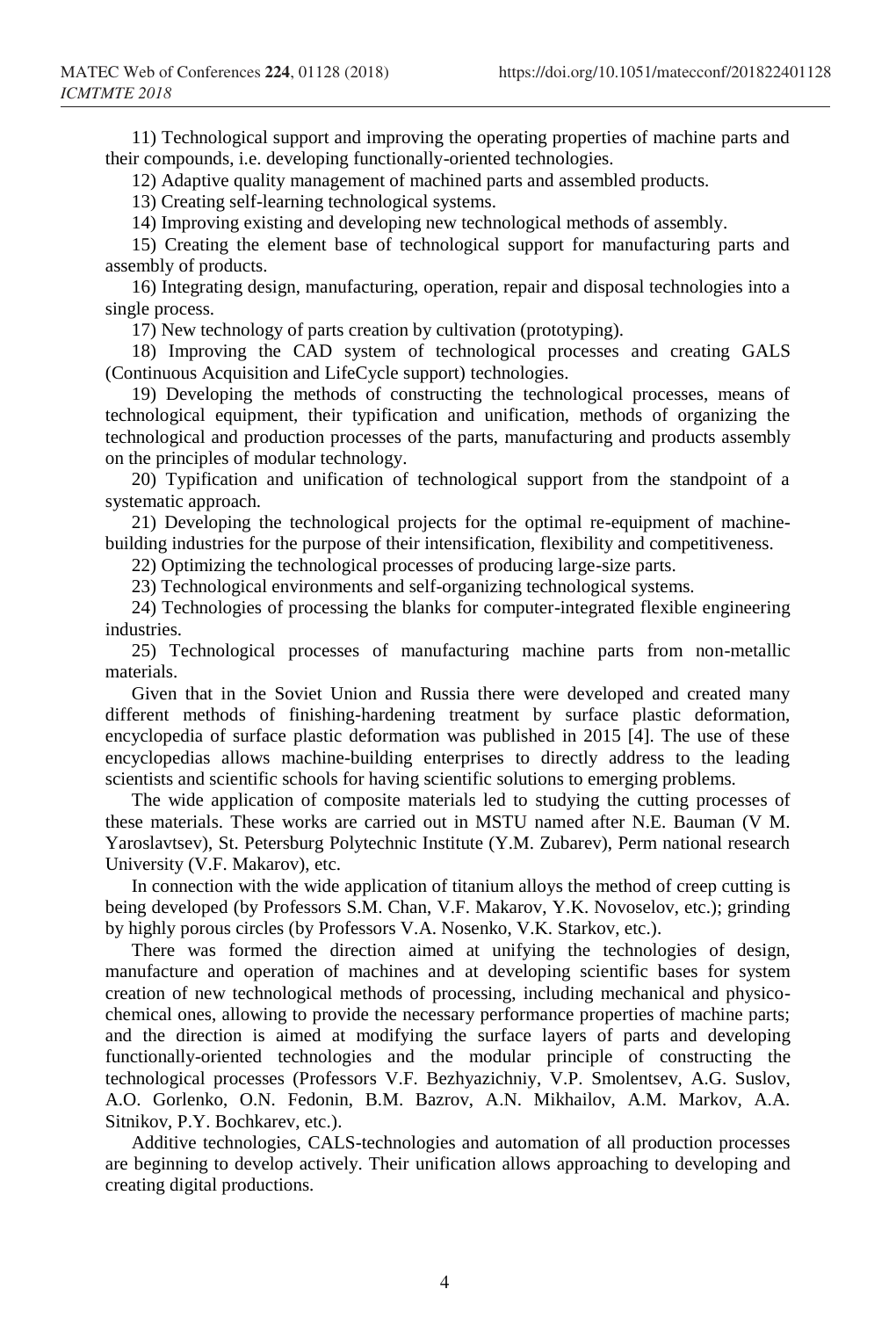11) Technological support and improving the operating properties of machine parts and their compounds, i.e. developing functionally-oriented technologies.

12) Adaptive quality management of machined parts and assembled products.

13) Creating self-learning technological systems.

14) Improving existing and developing new technological methods of assembly.

15) Creating the element base of technological support for manufacturing parts and assembly of products.

16) Integrating design, manufacturing, operation, repair and disposal technologies into a single process.

17) New technology of parts creation by cultivation (prototyping).

18) Improving the CAD system of technological processes and creating GALS (Continuous Acquisition and LifeCycle support) technologies.

19) Developing the methods of constructing the technological processes, means of technological equipment, their typification and unification, methods of organizing the technological and production processes of the parts, manufacturing and products assembly on the principles of modular technology.

20) Typification and unification of technological support from the standpoint of a systematic approach.

21) Developing the technological projects for the optimal re-equipment of machine-building industries for the purpose of their intensification, flexibility and competitiveness.

22) Optimizing the technological processes of producing large-size parts.

23) Technological environments and self-organizing technological systems.

24) Technologies of processing the blanks for computer-integrated flexible engineering industries.

25) Technological processes of manufacturing machine parts from non-metallic materials.

Given that in the Soviet Union and Russia there were developed and created many different methods of finishing-hardening treatment by surface plastic deformation, encyclopedia of surface plastic deformation was published in 2015 [4]. The use of these encyclopedias allows machine-building enterprises to directly address to the leading scientists and scientific schools for having scientific solutions to emerging problems.

The wide application of composite materials led to studying the cutting processes of these materials. These works are carried out in MSTU named after N.E. Bauman (V M. Yaroslavtsev), St. Petersburg Polytechnic Institute (Y.M. Zubarev), Perm national research University (V.F. Makarov), etc.

In connection with the wide application of titanium alloys the method of creep cutting is being developed (by Professors S.M. Chan, V.F. Makarov, Y.K. Novoselov, etc.); grinding by highly porous circles (by Professors V.A. Nosenko, V.K. Starkov, etc.).

There was formed the direction aimed at unifying the technologies of design, manufacture and operation of machines and at developing scientific bases for system creation of new technological methods of processing, including mechanical and physico-chemical ones, allowing to provide the necessary performance properties of machine parts; and the direction is aimed at modifying the surface layers of parts and developing functionally-oriented technologies and the modular principle of constructing the technological processes (Professors V.F. Bezhyazichniy, V.P. Smolentsev, A.G. Suslov, A.O. Gorlenko, O.N. Fedonin, B.M. Bazrov, A.N. Mikhailov, A.M. Markov, A.A. Sitnikov, P.Y. Bochkarev, etc.).

Additive technologies, CALS-technologies and automation of all production processes are beginning to develop actively. Their unification allows approaching to developing and creating digital productions.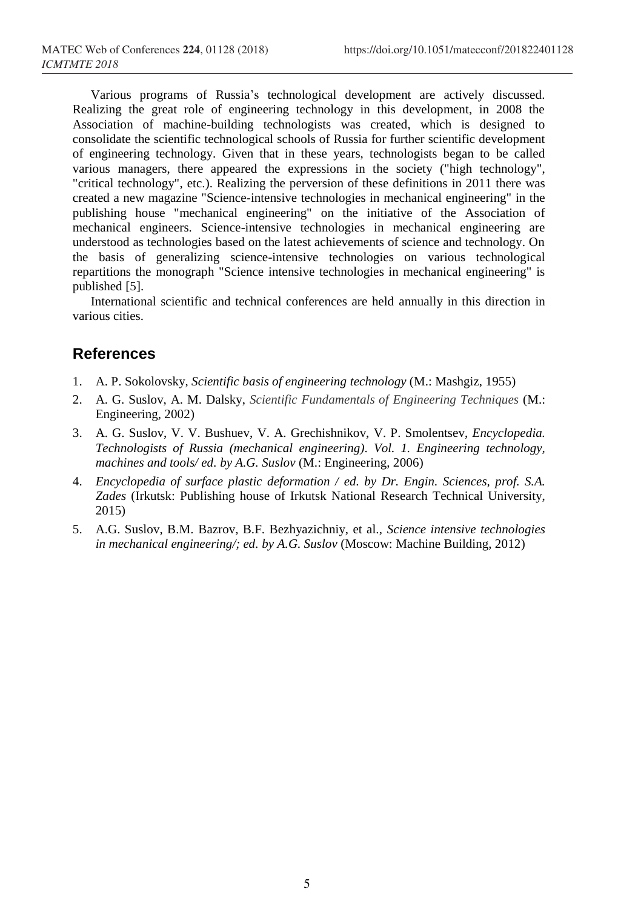Various programs of Russia's technological development are actively discussed. Realizing the great role of engineering technology in this development, in 2008 the Association of machine-building technologists was created, which is designed to consolidate the scientific technological schools of Russia for further scientific development of engineering technology. Given that in these years, technologists began to be called various managers, there appeared the expressions in the society ("high technology", "critical technology", etc.). Realizing the perversion of these definitions in 2011 there was created a new magazine "Science-intensive technologies in mechanical engineering" in the publishing house "mechanical engineering" on the initiative of the Association of mechanical engineers. Science-intensive technologies in mechanical engineering are understood as technologies based on the latest achievements of science and technology. On the basis of generalizing science-intensive technologies on various technological repartitions the monograph "Science intensive technologies in mechanical engineering" is published [5].

International scientific and technical conferences are held annually in this direction in various cities.

## References

1. A. P. Sokolovsky, *Scientific basis of engineering technology* (M.: Mashgiz, 1955)
2. A. G. Suslov, A. M. Dalsky, *Scientific Fundamentals of Engineering Techniques* (M.: Engineering, 2002)
3. A. G. Suslov, V. V. Bushuev, V. A. Grechishnikov, V. P. Smolentsev, *Encyclopedia. Technologists of Russia (mechanical engineering). Vol. 1. Engineering technology, machines and tools/ ed. by A.G. Suslov* (M.: Engineering, 2006)
4. *Encyclopedia of surface plastic deformation / ed. by Dr. Engin. Sciences, prof. S.A. Zades* (Irkutsk: Publishing house of Irkutsk National Research Technical University, 2015)
5. A.G. Suslov, B.M. Bazrov, B.F. Bezhyazichniy, et al., *Science intensive technologies in mechanical engineering/; ed. by A.G. Suslov* (Moscow: Machine Building, 2012)